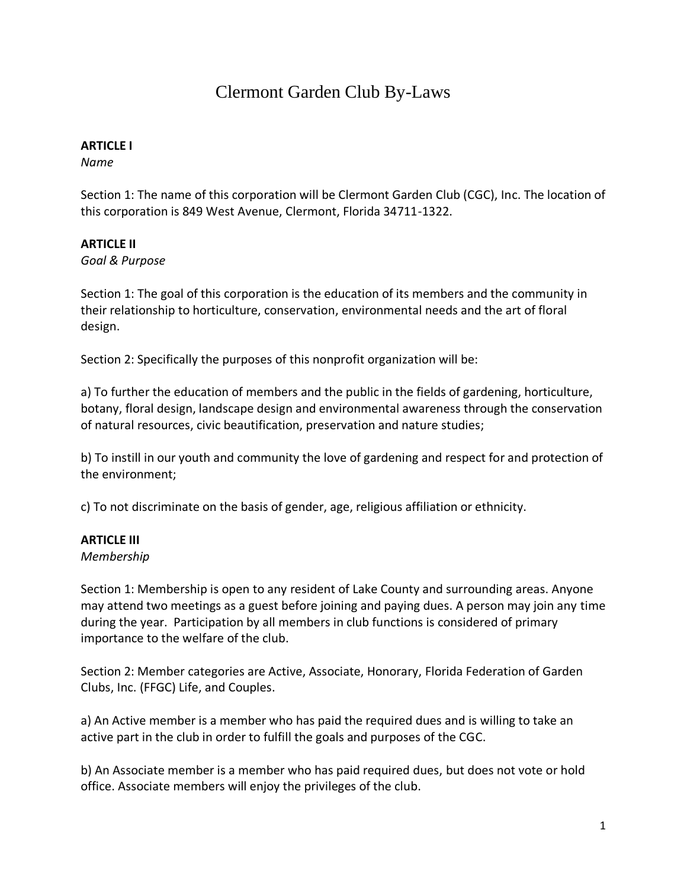# Clermont Garden Club By-Laws

**ARTICLE I**

*Name*

Section 1: The name of this corporation will be Clermont Garden Club (CGC), Inc. The location of this corporation is 849 West Avenue, Clermont, Florida 34711-1322.

**ARTICLE II**

*Goal & Purpose*

Section 1: The goal of this corporation is the education of its members and the community in their relationship to horticulture, conservation, environmental needs and the art of floral design.

Section 2: Specifically the purposes of this nonprofit organization will be:

a) To further the education of members and the public in the fields of gardening, horticulture, botany, floral design, landscape design and environmental awareness through the conservation of natural resources, civic beautification, preservation and nature studies;

b) To instill in our youth and community the love of gardening and respect for and protection of the environment;

c) To not discriminate on the basis of gender, age, religious affiliation or ethnicity.

**ARTICLE III**

*Membership*

Section 1: Membership is open to any resident of Lake County and surrounding areas. Anyone may attend two meetings as a guest before joining and paying dues. A person may join any time during the year. Participation by all members in club functions is considered of primary importance to the welfare of the club.

Section 2: Member categories are Active, Associate, Honorary, Florida Federation of Garden Clubs, Inc. (FFGC) Life, and Couples.

a) An Active member is a member who has paid the required dues and is willing to take an active part in the club in order to fulfill the goals and purposes of the CGC.

b) An Associate member is a member who has paid required dues, but does not vote or hold office. Associate members will enjoy the privileges of the club.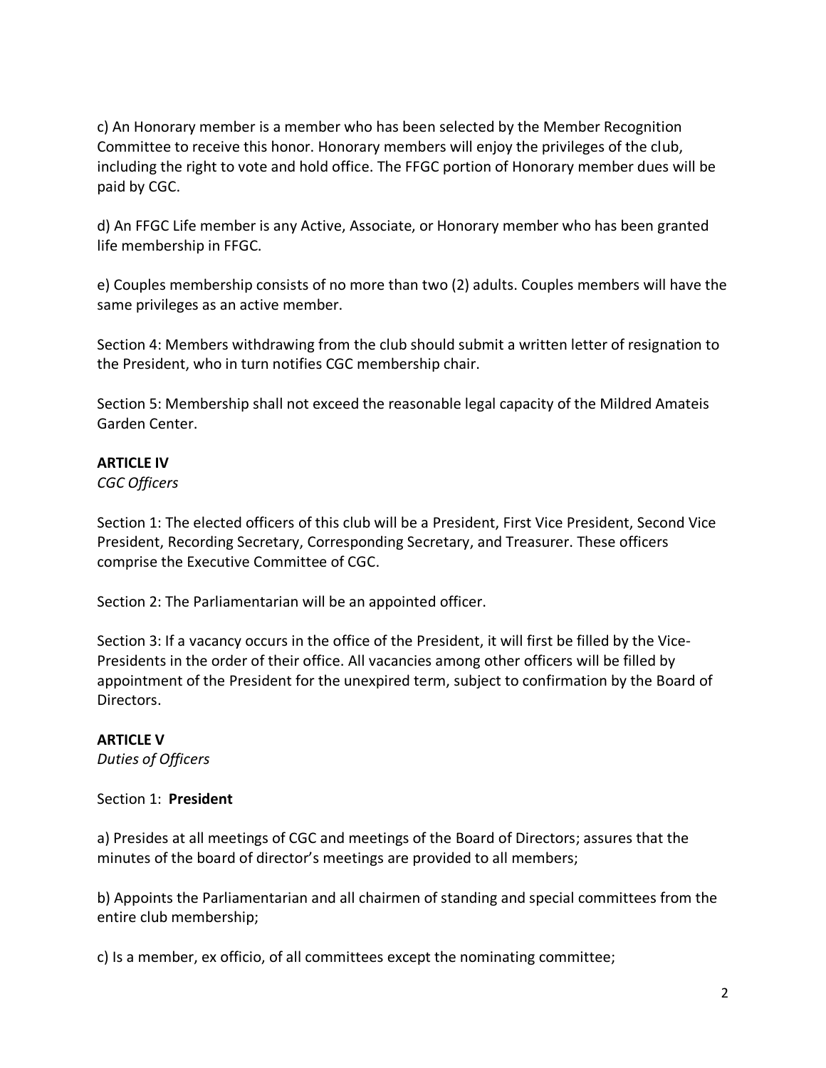c) An Honorary member is a member who has been selected by the Member Recognition Committee to receive this honor. Honorary members will enjoy the privileges of the club, including the right to vote and hold office. The FFGC portion of Honorary member dues will be paid by CGC.

d) An FFGC Life member is any Active, Associate, or Honorary member who has been granted life membership in FFGC.

e) Couples membership consists of no more than two (2) adults. Couples members will have the same privileges as an active member.

Section 4: Members withdrawing from the club should submit a written letter of resignation to the President, who in turn notifies CGC membership chair.

Section 5: Membership shall not exceed the reasonable legal capacity of the Mildred Amateis Garden Center.

**ARTICLE IV**

*CGC Officers*

Section 1: The elected officers of this club will be a President, First Vice President, Second Vice President, Recording Secretary, Corresponding Secretary, and Treasurer. These officers comprise the Executive Committee of CGC.

Section 2: The Parliamentarian will be an appointed officer.

Section 3: If a vacancy occurs in the office of the President, it will first be filled by the Vice-Presidents in the order of their office. All vacancies among other officers will be filled by appointment of the President for the unexpired term, subject to confirmation by the Board of Directors.

**ARTICLE V**

*Duties of Officers*

Section 1: **President**

a) Presides at all meetings of CGC and meetings of the Board of Directors; assures that the minutes of the board of director's meetings are provided to all members;

b) Appoints the Parliamentarian and all chairmen of standing and special committees from the entire club membership;

c) Is a member, ex officio, of all committees except the nominating committee;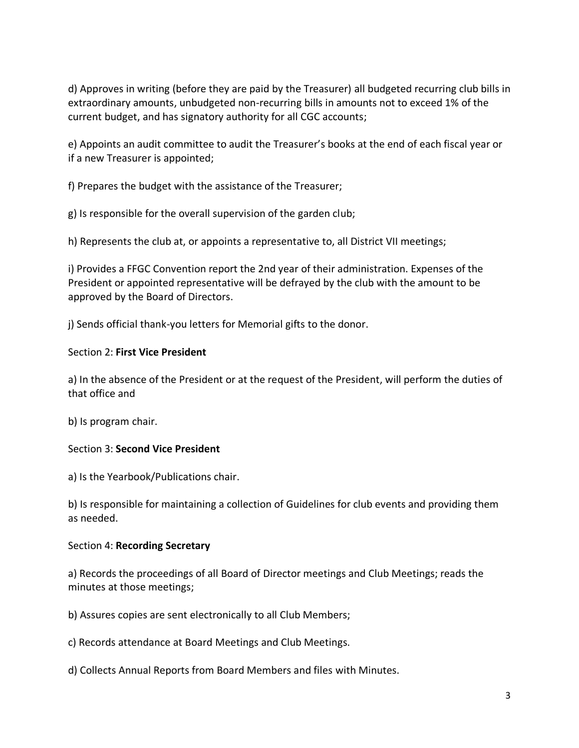d) Approves in writing (before they are paid by the Treasurer) all budgeted recurring club bills in extraordinary amounts, unbudgeted non-recurring bills in amounts not to exceed 1% of the current budget, and has signatory authority for all CGC accounts;

e) Appoints an audit committee to audit the Treasurer's books at the end of each fiscal year or if a new Treasurer is appointed;

f) Prepares the budget with the assistance of the Treasurer;

g) Is responsible for the overall supervision of the garden club;

h) Represents the club at, or appoints a representative to, all District VII meetings;

i) Provides a FFGC Convention report the 2nd year of their administration. Expenses of the President or appointed representative will be defrayed by the club with the amount to be approved by the Board of Directors.

j) Sends official thank-you letters for Memorial gifts to the donor.

Section 2: **First Vice President**

a) In the absence of the President or at the request of the President, will perform the duties of that office and

b) Is program chair.

Section 3: **Second Vice President**

a) Is the Yearbook/Publications chair.

b) Is responsible for maintaining a collection of Guidelines for club events and providing them as needed.

Section 4: **Recording Secretary**

a) Records the proceedings of all Board of Director meetings and Club Meetings; reads the minutes at those meetings;

b) Assures copies are sent electronically to all Club Members;

c) Records attendance at Board Meetings and Club Meetings.

d) Collects Annual Reports from Board Members and files with Minutes.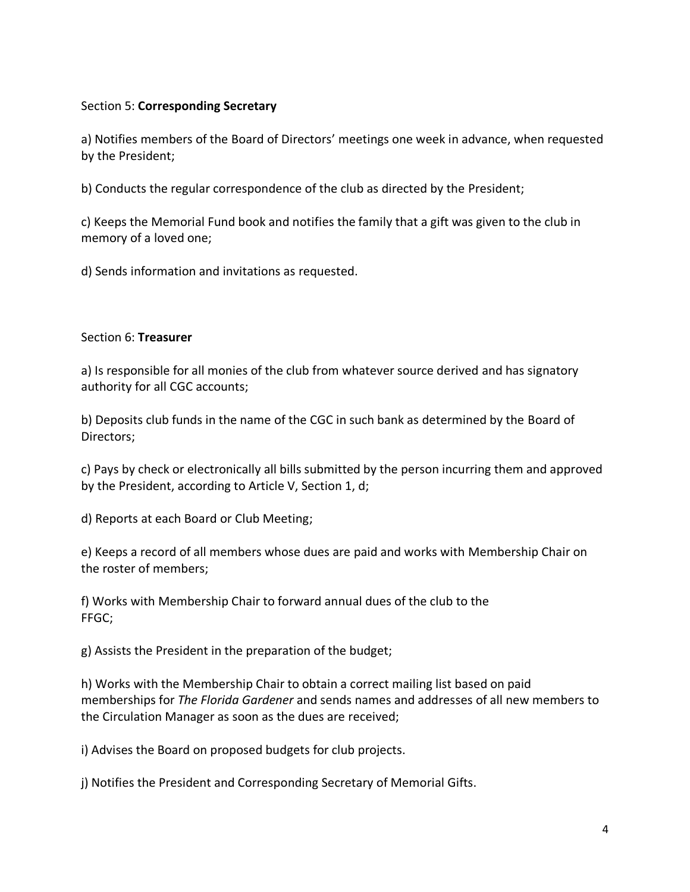Section 5: **Corresponding Secretary**

a) Notifies members of the Board of Directors' meetings one week in advance, when requested by the President;

b) Conducts the regular correspondence of the club as directed by the President;

c) Keeps the Memorial Fund book and notifies the family that a gift was given to the club in memory of a loved one;

d) Sends information and invitations as requested.

Section 6: **Treasurer**

a) Is responsible for all monies of the club from whatever source derived and has signatory authority for all CGC accounts;

b) Deposits club funds in the name of the CGC in such bank as determined by the Board of Directors;

c) Pays by check or electronically all bills submitted by the person incurring them and approved by the President, according to Article V, Section 1, d;

d) Reports at each Board or Club Meeting;

e) Keeps a record of all members whose dues are paid and works with Membership Chair on the roster of members;

f) Works with Membership Chair to forward annual dues of the club to the FFGC;

g) Assists the President in the preparation of the budget;

h) Works with the Membership Chair to obtain a correct mailing list based on paid memberships for *The Florida Gardener* and sends names and addresses of all new members to the Circulation Manager as soon as the dues are received;

i) Advises the Board on proposed budgets for club projects.

j) Notifies the President and Corresponding Secretary of Memorial Gifts.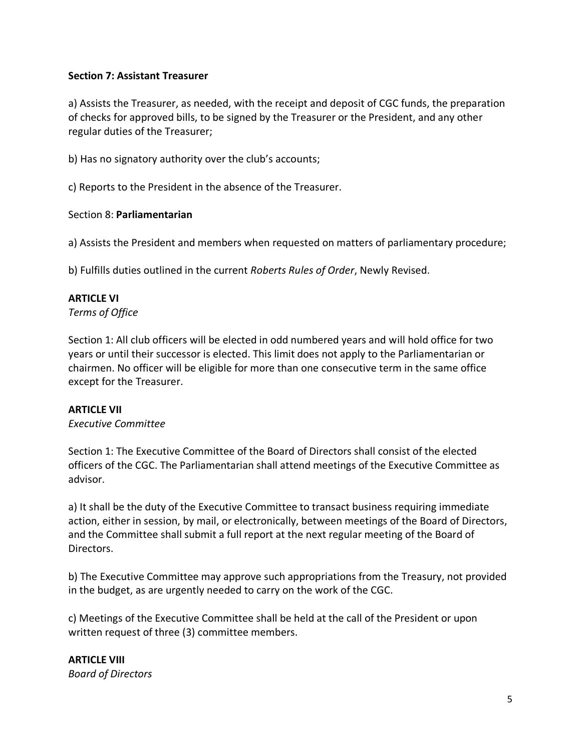**Section 7: Assistant Treasurer**

a) Assists the Treasurer, as needed, with the receipt and deposit of CGC funds, the preparation of checks for approved bills, to be signed by the Treasurer or the President, and any other regular duties of the Treasurer;

b) Has no signatory authority over the club's accounts;

c) Reports to the President in the absence of the Treasurer.

Section 8: **Parliamentarian**

a) Assists the President and members when requested on matters of parliamentary procedure;

b) Fulfills duties outlined in the current *Roberts Rules of Order*, Newly Revised.

**ARTICLE VI**
*Terms of Office*

Section 1: All club officers will be elected in odd numbered years and will hold office for two years or until their successor is elected. This limit does not apply to the Parliamentarian or chairmen. No officer will be eligible for more than one consecutive term in the same office except for the Treasurer.

**ARTICLE VII**
*Executive Committee*

Section 1: The Executive Committee of the Board of Directors shall consist of the elected officers of the CGC. The Parliamentarian shall attend meetings of the Executive Committee as advisor.

a) It shall be the duty of the Executive Committee to transact business requiring immediate action, either in session, by mail, or electronically, between meetings of the Board of Directors, and the Committee shall submit a full report at the next regular meeting of the Board of Directors.

b) The Executive Committee may approve such appropriations from the Treasury, not provided in the budget, as are urgently needed to carry on the work of the CGC.

c) Meetings of the Executive Committee shall be held at the call of the President or upon written request of three (3) committee members.

**ARTICLE VIII**
*Board of Directors*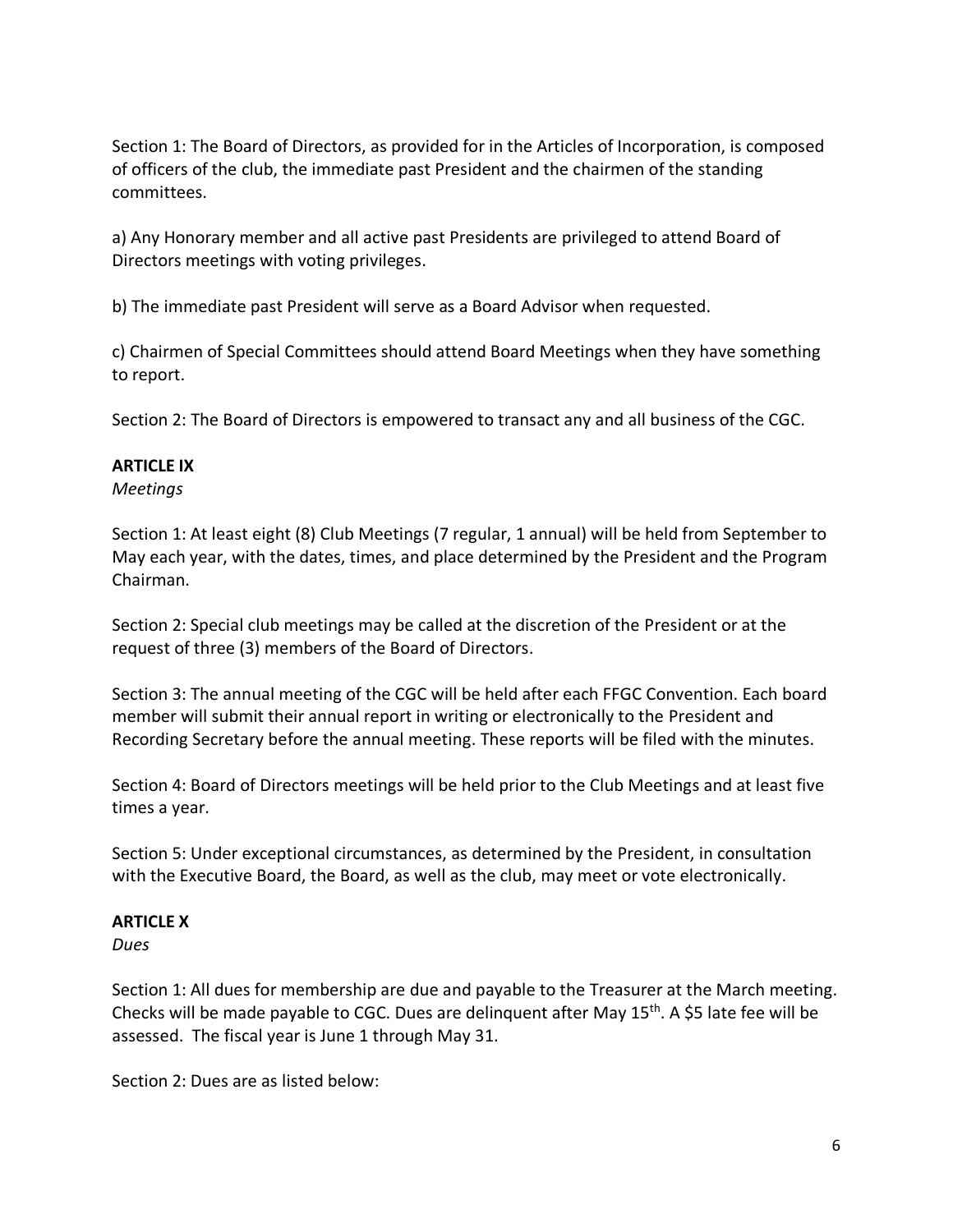Section 1: The Board of Directors, as provided for in the Articles of Incorporation, is composed of officers of the club, the immediate past President and the chairmen of the standing committees.

a) Any Honorary member and all active past Presidents are privileged to attend Board of Directors meetings with voting privileges.

b) The immediate past President will serve as a Board Advisor when requested.

c) Chairmen of Special Committees should attend Board Meetings when they have something to report.

Section 2: The Board of Directors is empowered to transact any and all business of the CGC.

**ARTICLE IX**

*Meetings*

Section 1: At least eight (8) Club Meetings (7 regular, 1 annual) will be held from September to May each year, with the dates, times, and place determined by the President and the Program Chairman.

Section 2: Special club meetings may be called at the discretion of the President or at the request of three (3) members of the Board of Directors.

Section 3: The annual meeting of the CGC will be held after each FFGC Convention. Each board member will submit their annual report in writing or electronically to the President and Recording Secretary before the annual meeting. These reports will be filed with the minutes.

Section 4: Board of Directors meetings will be held prior to the Club Meetings and at least five times a year.

Section 5: Under exceptional circumstances, as determined by the President, in consultation with the Executive Board, the Board, as well as the club, may meet or vote electronically.

**ARTICLE X**

*Dues*

Section 1: All dues for membership are due and payable to the Treasurer at the March meeting. Checks will be made payable to CGC. Dues are delinquent after May 15th. A $5 late fee will be assessed. The fiscal year is June 1 through May 31.

Section 2: Dues are as listed below: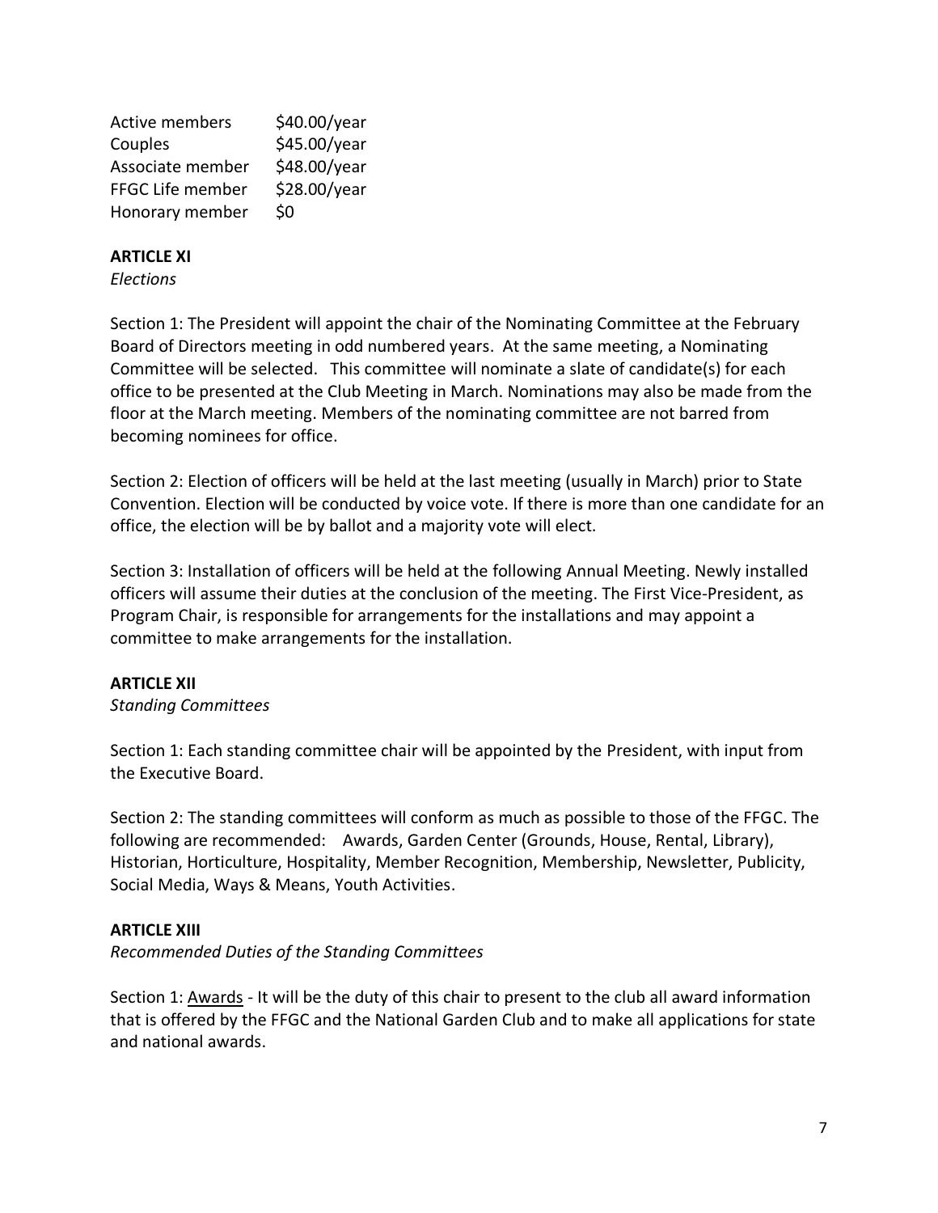| | |
|---|---|
| Active members | $40.00/year |
| Couples | $45.00/year |
| Associate member | $48.00/year |
| FFGC Life member | $28.00/year |
| Honorary member | $0 |

**ARTICLE XI**

*Elections*

Section 1: The President will appoint the chair of the Nominating Committee at the February Board of Directors meeting in odd numbered years. At the same meeting, a Nominating Committee will be selected. This committee will nominate a slate of candidate(s) for each office to be presented at the Club Meeting in March. Nominations may also be made from the floor at the March meeting. Members of the nominating committee are not barred from becoming nominees for office.

Section 2: Election of officers will be held at the last meeting (usually in March) prior to State Convention. Election will be conducted by voice vote. If there is more than one candidate for an office, the election will be by ballot and a majority vote will elect.

Section 3: Installation of officers will be held at the following Annual Meeting. Newly installed officers will assume their duties at the conclusion of the meeting. The First Vice-President, as Program Chair, is responsible for arrangements for the installations and may appoint a committee to make arrangements for the installation.

**ARTICLE XII**

*Standing Committees*

Section 1: Each standing committee chair will be appointed by the President, with input from the Executive Board.

Section 2: The standing committees will conform as much as possible to those of the FFGC. The following are recommended: Awards, Garden Center (Grounds, House, Rental, Library), Historian, Horticulture, Hospitality, Member Recognition, Membership, Newsletter, Publicity, Social Media, Ways & Means, Youth Activities.

**ARTICLE XIII**

*Recommended Duties of the Standing Committees*

Section 1: Awards - It will be the duty of this chair to present to the club all award information that is offered by the FFGC and the National Garden Club and to make all applications for state and national awards.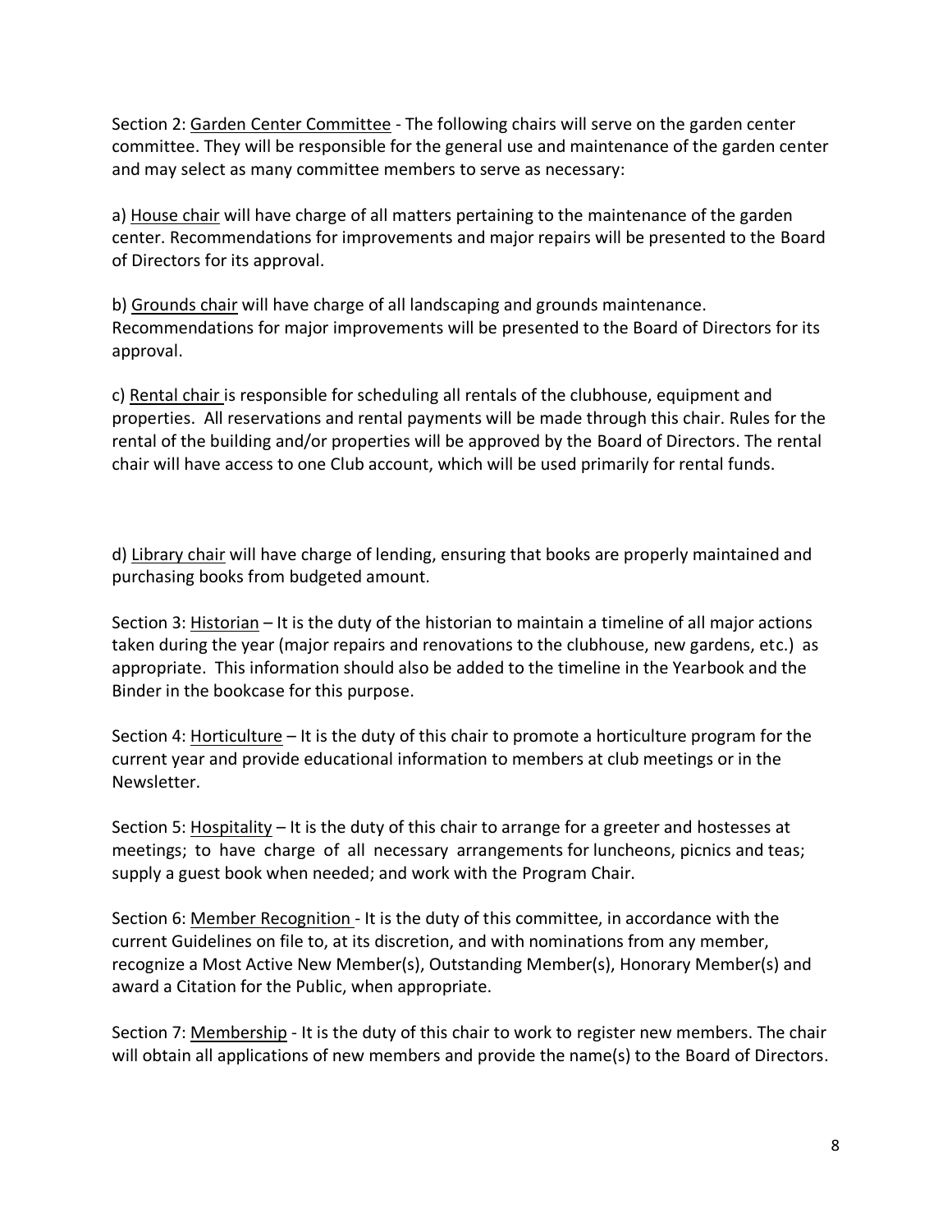Section 2: Garden Center Committee - The following chairs will serve on the garden center committee. They will be responsible for the general use and maintenance of the garden center and may select as many committee members to serve as necessary:

a) House chair will have charge of all matters pertaining to the maintenance of the garden center. Recommendations for improvements and major repairs will be presented to the Board of Directors for its approval.

b) Grounds chair will have charge of all landscaping and grounds maintenance. Recommendations for major improvements will be presented to the Board of Directors for its approval.

c) Rental chair is responsible for scheduling all rentals of the clubhouse, equipment and properties. All reservations and rental payments will be made through this chair. Rules for the rental of the building and/or properties will be approved by the Board of Directors. The rental chair will have access to one Club account, which will be used primarily for rental funds.

d) Library chair will have charge of lending, ensuring that books are properly maintained and purchasing books from budgeted amount.

Section 3: Historian – It is the duty of the historian to maintain a timeline of all major actions taken during the year (major repairs and renovations to the clubhouse, new gardens, etc.) as appropriate. This information should also be added to the timeline in the Yearbook and the Binder in the bookcase for this purpose.

Section 4: Horticulture – It is the duty of this chair to promote a horticulture program for the current year and provide educational information to members at club meetings or in the Newsletter.

Section 5: Hospitality – It is the duty of this chair to arrange for a greeter and hostesses at meetings; to have charge of all necessary arrangements for luncheons, picnics and teas; supply a guest book when needed; and work with the Program Chair.

Section 6: Member Recognition - It is the duty of this committee, in accordance with the current Guidelines on file to, at its discretion, and with nominations from any member, recognize a Most Active New Member(s), Outstanding Member(s), Honorary Member(s) and award a Citation for the Public, when appropriate.

Section 7: Membership - It is the duty of this chair to work to register new members. The chair will obtain all applications of new members and provide the name(s) to the Board of Directors.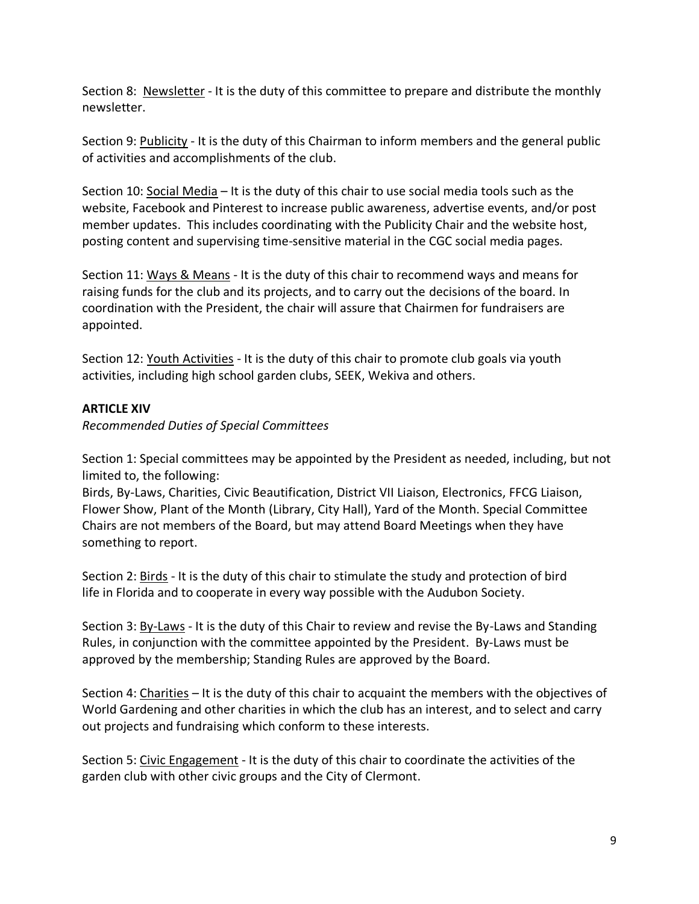Section 8: Newsletter - It is the duty of this committee to prepare and distribute the monthly newsletter.

Section 9: Publicity - It is the duty of this Chairman to inform members and the general public of activities and accomplishments of the club.

Section 10: Social Media – It is the duty of this chair to use social media tools such as the website, Facebook and Pinterest to increase public awareness, advertise events, and/or post member updates. This includes coordinating with the Publicity Chair and the website host, posting content and supervising time-sensitive material in the CGC social media pages.

Section 11: Ways & Means - It is the duty of this chair to recommend ways and means for raising funds for the club and its projects, and to carry out the decisions of the board. In coordination with the President, the chair will assure that Chairmen for fundraisers are appointed.

Section 12: Youth Activities - It is the duty of this chair to promote club goals via youth activities, including high school garden clubs, SEEK, Wekiva and others.

**ARTICLE XIV**

*Recommended Duties of Special Committees*

Section 1: Special committees may be appointed by the President as needed, including, but not limited to, the following:
Birds, By-Laws, Charities, Civic Beautification, District VII Liaison, Electronics, FFCG Liaison, Flower Show, Plant of the Month (Library, City Hall), Yard of the Month. Special Committee Chairs are not members of the Board, but may attend Board Meetings when they have something to report.

Section 2: Birds - It is the duty of this chair to stimulate the study and protection of bird life in Florida and to cooperate in every way possible with the Audubon Society.

Section 3: By-Laws - It is the duty of this Chair to review and revise the By-Laws and Standing Rules, in conjunction with the committee appointed by the President. By-Laws must be approved by the membership; Standing Rules are approved by the Board.

Section 4: Charities – It is the duty of this chair to acquaint the members with the objectives of World Gardening and other charities in which the club has an interest, and to select and carry out projects and fundraising which conform to these interests.

Section 5: Civic Engagement - It is the duty of this chair to coordinate the activities of the garden club with other civic groups and the City of Clermont.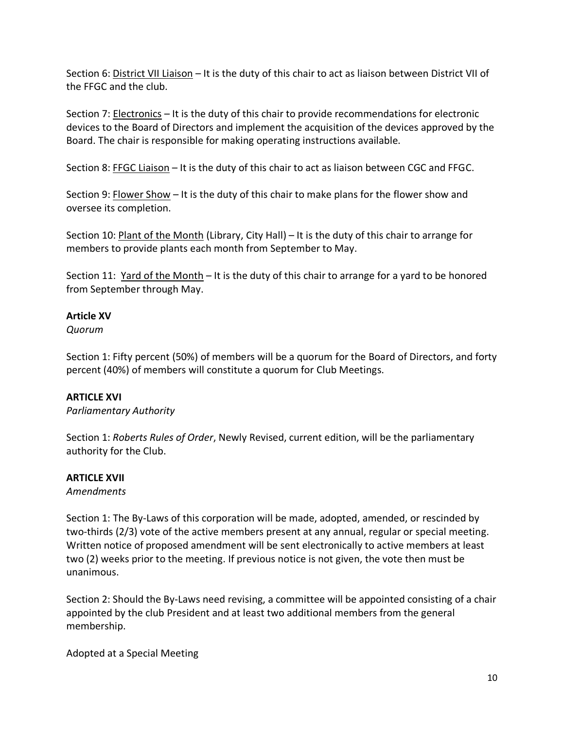Section 6: District VII Liaison – It is the duty of this chair to act as liaison between District VII of the FFGC and the club.

Section 7: Electronics – It is the duty of this chair to provide recommendations for electronic devices to the Board of Directors and implement the acquisition of the devices approved by the Board. The chair is responsible for making operating instructions available.

Section 8: FFGC Liaison – It is the duty of this chair to act as liaison between CGC and FFGC.

Section 9: Flower Show – It is the duty of this chair to make plans for the flower show and oversee its completion.

Section 10: Plant of the Month (Library, City Hall) – It is the duty of this chair to arrange for members to provide plants each month from September to May.

Section 11: Yard of the Month – It is the duty of this chair to arrange for a yard to be honored from September through May.

**Article XV**

*Quorum*

Section 1: Fifty percent (50%) of members will be a quorum for the Board of Directors, and forty percent (40%) of members will constitute a quorum for Club Meetings.

**ARTICLE XVI**

*Parliamentary Authority*

Section 1: *Roberts Rules of Order*, Newly Revised, current edition, will be the parliamentary authority for the Club.

**ARTICLE XVII**

*Amendments*

Section 1: The By-Laws of this corporation will be made, adopted, amended, or rescinded by two-thirds (2/3) vote of the active members present at any annual, regular or special meeting. Written notice of proposed amendment will be sent electronically to active members at least two (2) weeks prior to the meeting. If previous notice is not given, the vote then must be unanimous.

Section 2: Should the By-Laws need revising, a committee will be appointed consisting of a chair appointed by the club President and at least two additional members from the general membership.

Adopted at a Special Meeting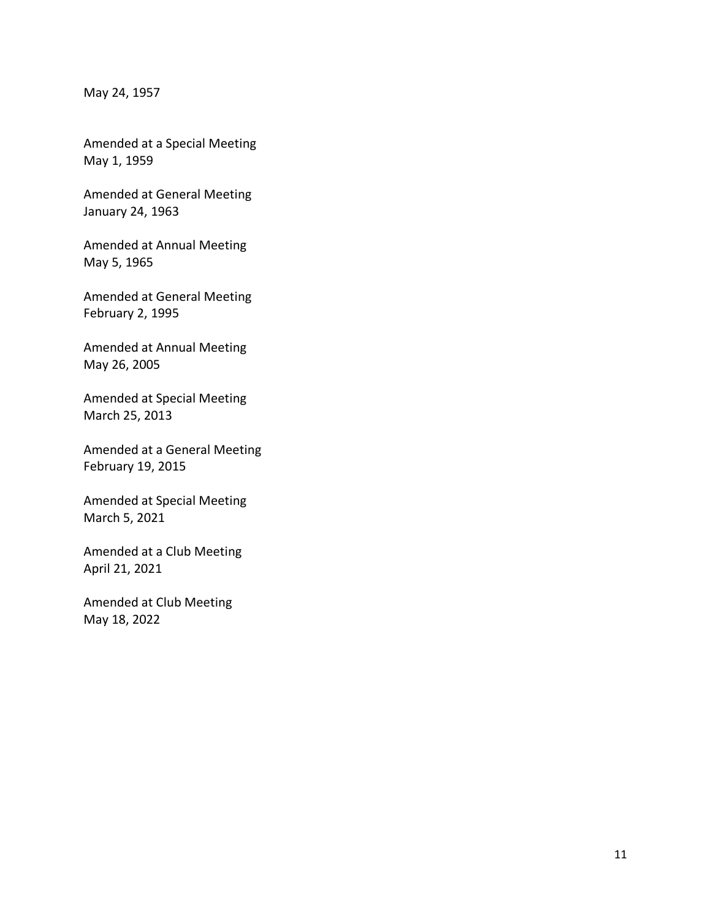May 24, 1957

Amended at a Special Meeting
May 1, 1959

Amended at General Meeting
January 24, 1963

Amended at Annual Meeting
May 5, 1965

Amended at General Meeting
February 2, 1995

Amended at Annual Meeting
May 26, 2005

Amended at Special Meeting
March 25, 2013

Amended at a General Meeting
February 19, 2015

Amended at Special Meeting
March 5, 2021

Amended at a Club Meeting
April 21, 2021

Amended at Club Meeting
May 18, 2022